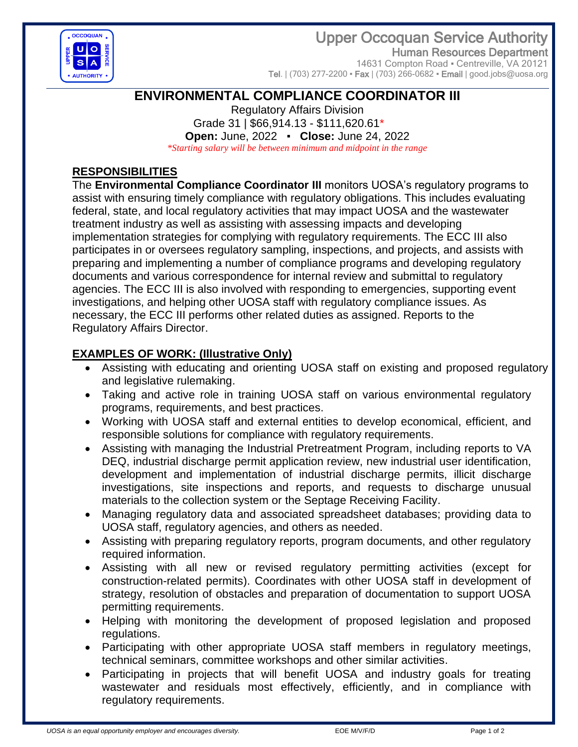# Upper Occoquan Service Authority

**Human Resources Department**
14631 Compton Road ▪ Centreville, VA 20121
Tel. | (703) 277-2200 ▪ Fax | (703) 266-0682 ▪ Email | good.jobs@uosa.org

## ENVIRONMENTAL COMPLIANCE COORDINATOR III

Regulatory Affairs Division
Grade 31 | $66,914.13 - $111,620.61*
**Open:** June, 2022 ▪ **Close:** June 24, 2022
*\*Starting salary will be between minimum and midpoint in the range*

### RESPONSIBILITIES

The **Environmental Compliance Coordinator III** monitors UOSA's regulatory programs to assist with ensuring timely compliance with regulatory obligations. This includes evaluating federal, state, and local regulatory activities that may impact UOSA and the wastewater treatment industry as well as assisting with assessing impacts and developing implementation strategies for complying with regulatory requirements. The ECC III also participates in or oversees regulatory sampling, inspections, and projects, and assists with preparing and implementing a number of compliance programs and developing regulatory documents and various correspondence for internal review and submittal to regulatory agencies. The ECC III is also involved with responding to emergencies, supporting event investigations, and helping other UOSA staff with regulatory compliance issues. As necessary, the ECC III performs other related duties as assigned. Reports to the Regulatory Affairs Director.

### EXAMPLES OF WORK: (Illustrative Only)

- Assisting with educating and orienting UOSA staff on existing and proposed regulatory and legislative rulemaking.
- Taking and active role in training UOSA staff on various environmental regulatory programs, requirements, and best practices.
- Working with UOSA staff and external entities to develop economical, efficient, and responsible solutions for compliance with regulatory requirements.
- Assisting with managing the Industrial Pretreatment Program, including reports to VA DEQ, industrial discharge permit application review, new industrial user identification, development and implementation of industrial discharge permits, illicit discharge investigations, site inspections and reports, and requests to discharge unusual materials to the collection system or the Septage Receiving Facility.
- Managing regulatory data and associated spreadsheet databases; providing data to UOSA staff, regulatory agencies, and others as needed.
- Assisting with preparing regulatory reports, program documents, and other regulatory required information.
- Assisting with all new or revised regulatory permitting activities (except for construction-related permits). Coordinates with other UOSA staff in development of strategy, resolution of obstacles and preparation of documentation to support UOSA permitting requirements.
- Helping with monitoring the development of proposed legislation and proposed regulations.
- Participating with other appropriate UOSA staff members in regulatory meetings, technical seminars, committee workshops and other similar activities.
- Participating in projects that will benefit UOSA and industry goals for treating wastewater and residuals most effectively, efficiently, and in compliance with regulatory requirements.

*UOSA is an equal opportunity employer and encourages diversity.* EOE M/V/F/D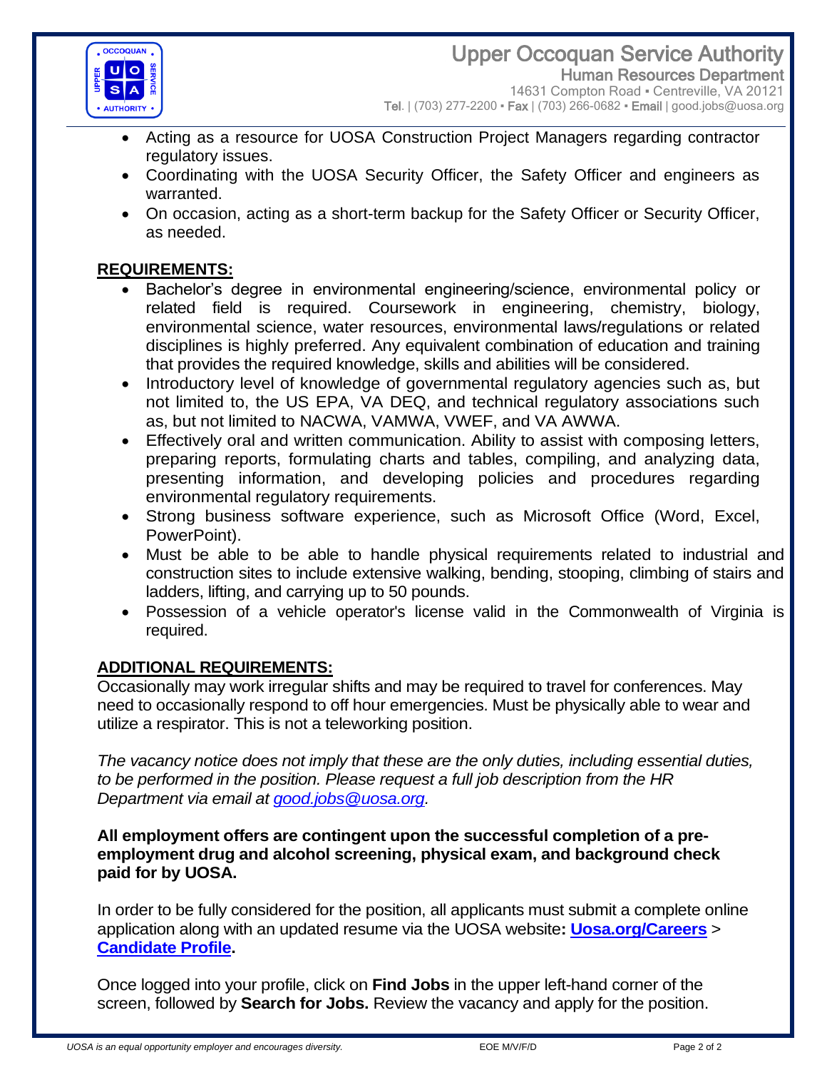- Acting as a resource for UOSA Construction Project Managers regarding contractor regulatory issues.
- Coordinating with the UOSA Security Officer, the Safety Officer and engineers as warranted.
- On occasion, acting as a short-term backup for the Safety Officer or Security Officer, as needed.

**REQUIREMENTS:**

- Bachelor's degree in environmental engineering/science, environmental policy or related field is required. Coursework in engineering, chemistry, biology, environmental science, water resources, environmental laws/regulations or related disciplines is highly preferred. Any equivalent combination of education and training that provides the required knowledge, skills and abilities will be considered.
- Introductory level of knowledge of governmental regulatory agencies such as, but not limited to, the US EPA, VA DEQ, and technical regulatory associations such as, but not limited to NACWA, VAMWA, VWEF, and VA AWWA.
- Effectively oral and written communication. Ability to assist with composing letters, preparing reports, formulating charts and tables, compiling, and analyzing data, presenting information, and developing policies and procedures regarding environmental regulatory requirements.
- Strong business software experience, such as Microsoft Office (Word, Excel, PowerPoint).
- Must be able to be able to handle physical requirements related to industrial and construction sites to include extensive walking, bending, stooping, climbing of stairs and ladders, lifting, and carrying up to 50 pounds.
- Possession of a vehicle operator's license valid in the Commonwealth of Virginia is required.

**ADDITIONAL REQUIREMENTS:**

Occasionally may work irregular shifts and may be required to travel for conferences. May need to occasionally respond to off hour emergencies. Must be physically able to wear and utilize a respirator. This is not a teleworking position.

*The vacancy notice does not imply that these are the only duties, including essential duties, to be performed in the position. Please request a full job description from the HR Department via email at good.jobs@uosa.org.*

**All employment offers are contingent upon the successful completion of a pre-employment drug and alcohol screening, physical exam, and background check paid for by UOSA.**

In order to be fully considered for the position, all applicants must submit a complete online application along with an updated resume via the UOSA website**: Uosa.org/Careers** > **Candidate Profile.**

Once logged into your profile, click on **Find Jobs** in the upper left-hand corner of the screen, followed by **Search for Jobs.** Review the vacancy and apply for the position.

*UOSA is an equal opportunity employer and encourages diversity.* EOE M/V/F/D